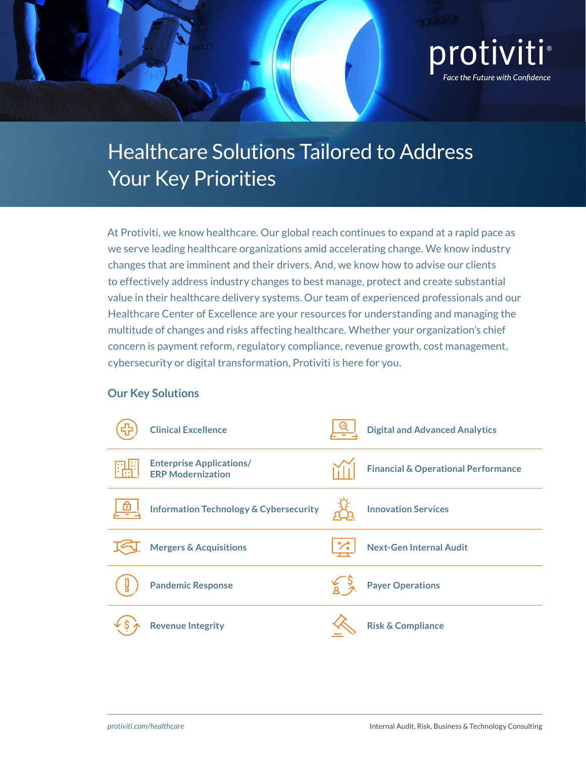protiviti®

*Face the Future with Confidence*

# Healthcare Solutions Tailored to Address Your Key Priorities

At Protiviti, we know healthcare. Our global reach continues to expand at a rapid pace as we serve leading healthcare organizations amid accelerating change. We know industry changes that are imminent and their drivers. And, we know how to advise our clients to effectively address industry changes to best manage, protect and create substantial value in their healthcare delivery systems. Our team of experienced professionals and our Healthcare Center of Excellence are your resources for understanding and managing the multitude of changes and risks affecting healthcare. Whether your organization's chief concern is payment reform, regulatory compliance, revenue growth, cost management, cybersecurity or digital transformation, Protiviti is here for you.

## Our Key Solutions

- Clinical Excellence
- Digital and Advanced Analytics
- Enterprise Applications/ERP Modernization
- Financial & Operational Performance
- Information Technology & Cybersecurity
- Innovation Services
- Mergers & Acquisitions
- Next-Gen Internal Audit
- Pandemic Response
- Payer Operations
- Revenue Integrity
- Risk & Compliance

*protiviti.com/healthcare*

Internal Audit, Risk, Business & Technology Consulting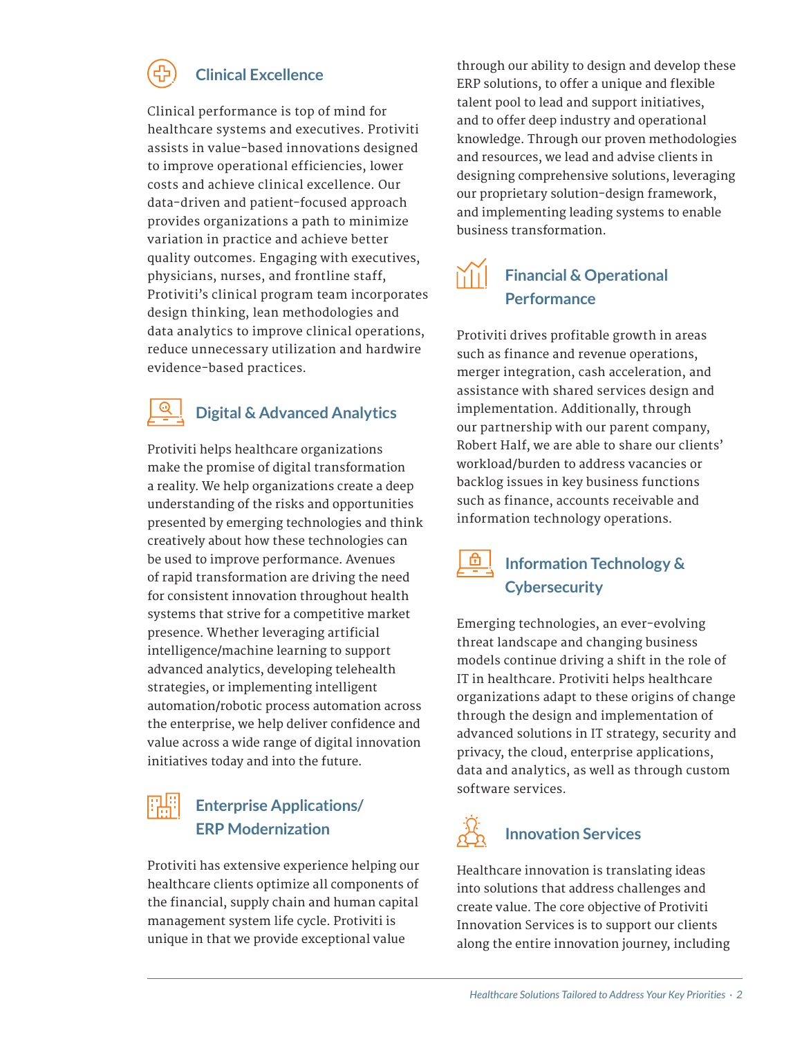## Clinical Excellence

Clinical performance is top of mind for healthcare systems and executives. Protiviti assists in value-based innovations designed to improve operational efficiencies, lower costs and achieve clinical excellence. Our data-driven and patient-focused approach provides organizations a path to minimize variation in practice and achieve better quality outcomes. Engaging with executives, physicians, nurses, and frontline staff, Protiviti's clinical program team incorporates design thinking, lean methodologies and data analytics to improve clinical operations, reduce unnecessary utilization and hardwire evidence-based practices.

## Digital & Advanced Analytics

Protiviti helps healthcare organizations make the promise of digital transformation a reality. We help organizations create a deep understanding of the risks and opportunities presented by emerging technologies and think creatively about how these technologies can be used to improve performance. Avenues of rapid transformation are driving the need for consistent innovation throughout health systems that strive for a competitive market presence. Whether leveraging artificial intelligence/machine learning to support advanced analytics, developing telehealth strategies, or implementing intelligent automation/robotic process automation across the enterprise, we help deliver confidence and value across a wide range of digital innovation initiatives today and into the future.

## Enterprise Applications/ ERP Modernization

Protiviti has extensive experience helping our healthcare clients optimize all components of the financial, supply chain and human capital management system life cycle. Protiviti is unique in that we provide exceptional value through our ability to design and develop these ERP solutions, to offer a unique and flexible talent pool to lead and support initiatives, and to offer deep industry and operational knowledge. Through our proven methodologies and resources, we lead and advise clients in designing comprehensive solutions, leveraging our proprietary solution-design framework, and implementing leading systems to enable business transformation.

## Financial & Operational Performance

Protiviti drives profitable growth in areas such as finance and revenue operations, merger integration, cash acceleration, and assistance with shared services design and implementation. Additionally, through our partnership with our parent company, Robert Half, we are able to share our clients' workload/burden to address vacancies or backlog issues in key business functions such as finance, accounts receivable and information technology operations.

## Information Technology & Cybersecurity

Emerging technologies, an ever-evolving threat landscape and changing business models continue driving a shift in the role of IT in healthcare. Protiviti helps healthcare organizations adapt to these origins of change through the design and implementation of advanced solutions in IT strategy, security and privacy, the cloud, enterprise applications, data and analytics, as well as through custom software services.

## Innovation Services

Healthcare innovation is translating ideas into solutions that address challenges and create value. The core objective of Protiviti Innovation Services is to support our clients along the entire innovation journey, including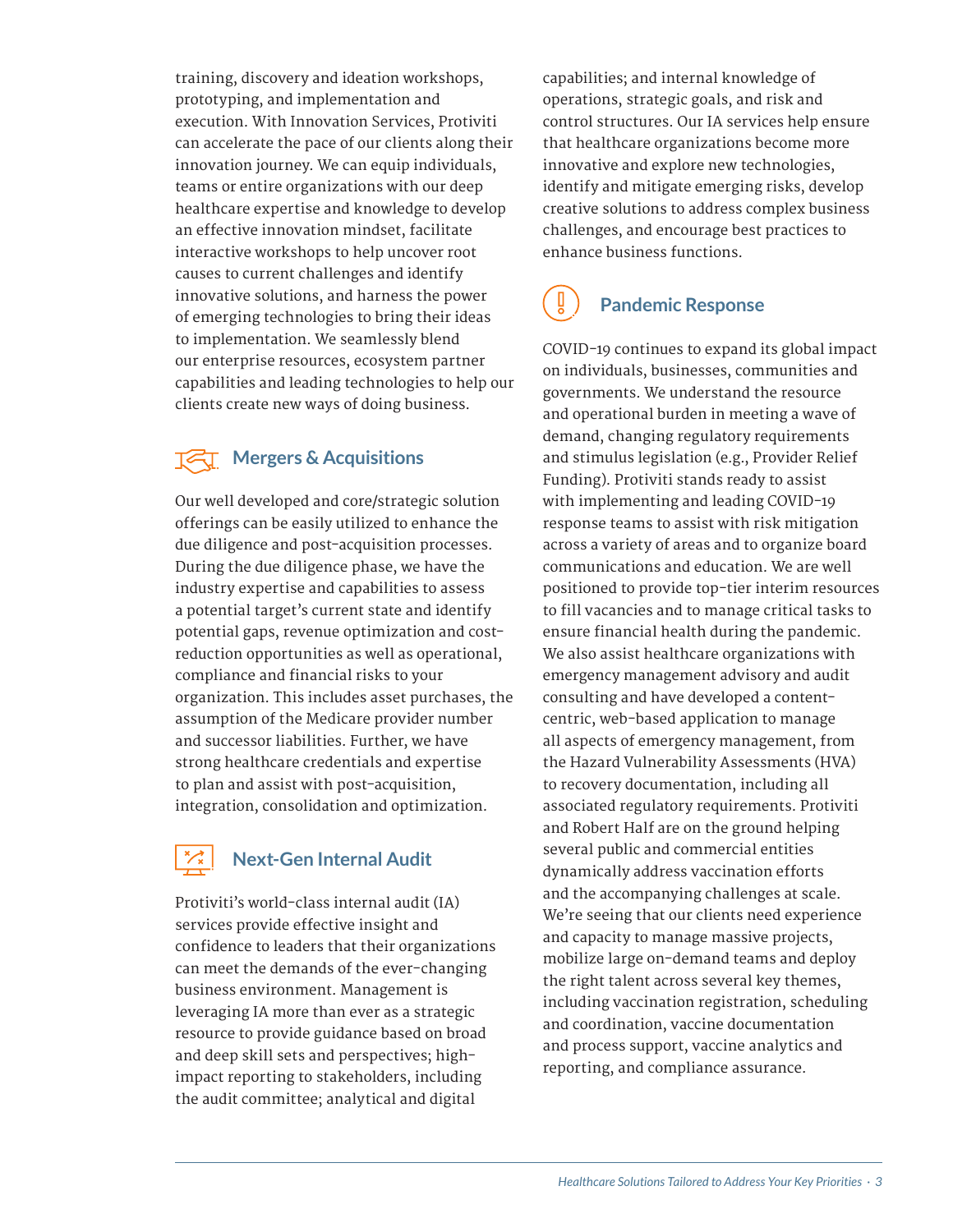training, discovery and ideation workshops, prototyping, and implementation and execution. With Innovation Services, Protiviti can accelerate the pace of our clients along their innovation journey. We can equip individuals, teams or entire organizations with our deep healthcare expertise and knowledge to develop an effective innovation mindset, facilitate interactive workshops to help uncover root causes to current challenges and identify innovative solutions, and harness the power of emerging technologies to bring their ideas to implementation. We seamlessly blend our enterprise resources, ecosystem partner capabilities and leading technologies to help our clients create new ways of doing business.

## Mergers & Acquisitions

Our well developed and core/strategic solution offerings can be easily utilized to enhance the due diligence and post-acquisition processes. During the due diligence phase, we have the industry expertise and capabilities to assess a potential target's current state and identify potential gaps, revenue optimization and cost-reduction opportunities as well as operational, compliance and financial risks to your organization. This includes asset purchases, the assumption of the Medicare provider number and successor liabilities. Further, we have strong healthcare credentials and expertise to plan and assist with post-acquisition, integration, consolidation and optimization.

## Next-Gen Internal Audit

Protiviti's world-class internal audit (IA) services provide effective insight and confidence to leaders that their organizations can meet the demands of the ever-changing business environment. Management is leveraging IA more than ever as a strategic resource to provide guidance based on broad and deep skill sets and perspectives; high-impact reporting to stakeholders, including the audit committee; analytical and digital capabilities; and internal knowledge of operations, strategic goals, and risk and control structures. Our IA services help ensure that healthcare organizations become more innovative and explore new technologies, identify and mitigate emerging risks, develop creative solutions to address complex business challenges, and encourage best practices to enhance business functions.

## Pandemic Response

COVID-19 continues to expand its global impact on individuals, businesses, communities and governments. We understand the resource and operational burden in meeting a wave of demand, changing regulatory requirements and stimulus legislation (e.g., Provider Relief Funding). Protiviti stands ready to assist with implementing and leading COVID-19 response teams to assist with risk mitigation across a variety of areas and to organize board communications and education. We are well positioned to provide top-tier interim resources to fill vacancies and to manage critical tasks to ensure financial health during the pandemic. We also assist healthcare organizations with emergency management advisory and audit consulting and have developed a content-centric, web-based application to manage all aspects of emergency management, from the Hazard Vulnerability Assessments (HVA) to recovery documentation, including all associated regulatory requirements. Protiviti and Robert Half are on the ground helping several public and commercial entities dynamically address vaccination efforts and the accompanying challenges at scale. We're seeing that our clients need experience and capacity to manage massive projects, mobilize large on-demand teams and deploy the right talent across several key themes, including vaccination registration, scheduling and coordination, vaccine documentation and process support, vaccine analytics and reporting, and compliance assurance.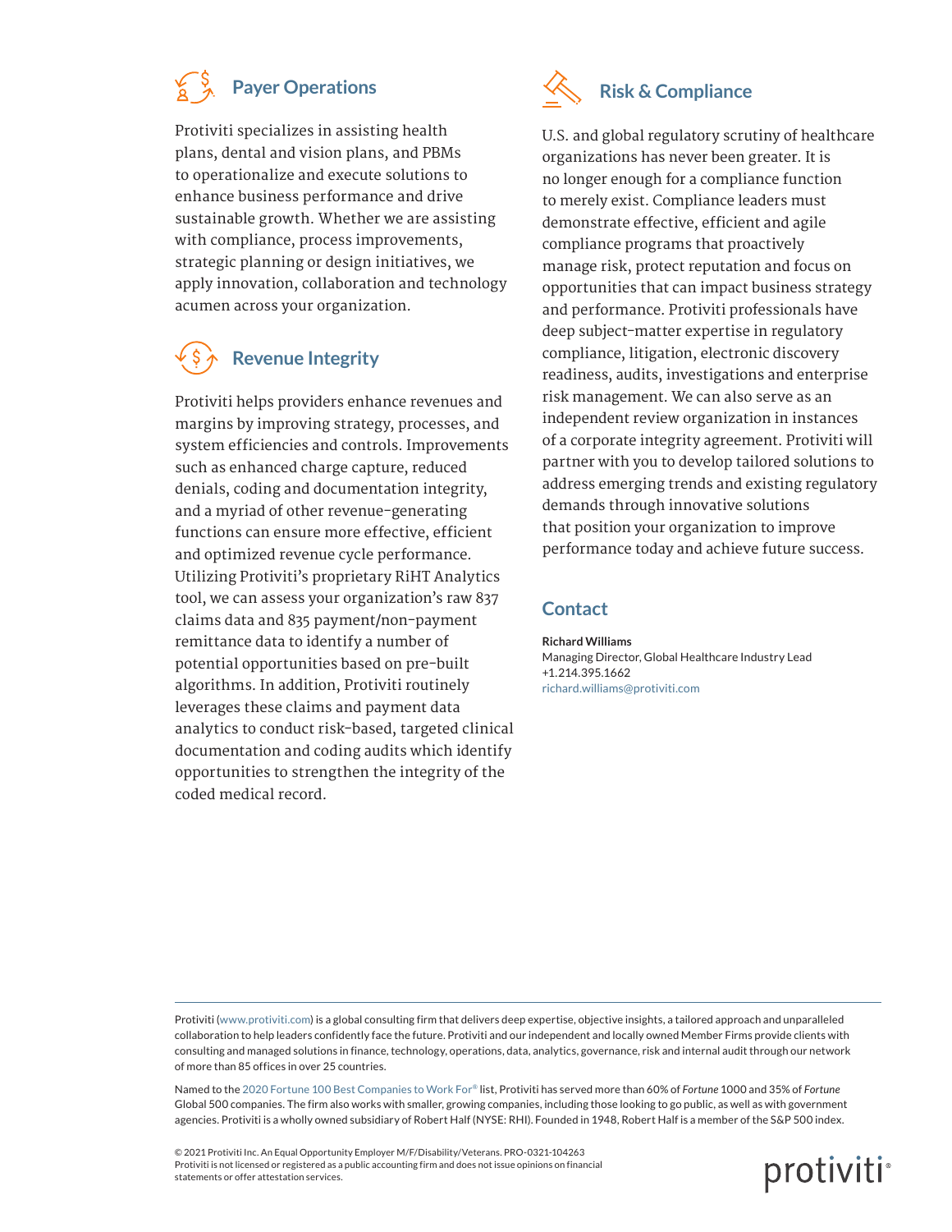## Payer Operations

Protiviti specializes in assisting health plans, dental and vision plans, and PBMs to operationalize and execute solutions to enhance business performance and drive sustainable growth. Whether we are assisting with compliance, process improvements, strategic planning or design initiatives, we apply innovation, collaboration and technology acumen across your organization.

## Revenue Integrity

Protiviti helps providers enhance revenues and margins by improving strategy, processes, and system efficiencies and controls. Improvements such as enhanced charge capture, reduced denials, coding and documentation integrity, and a myriad of other revenue-generating functions can ensure more effective, efficient and optimized revenue cycle performance. Utilizing Protiviti's proprietary RiHT Analytics tool, we can assess your organization's raw 837 claims data and 835 payment/non-payment remittance data to identify a number of potential opportunities based on pre-built algorithms. In addition, Protiviti routinely leverages these claims and payment data analytics to conduct risk-based, targeted clinical documentation and coding audits which identify opportunities to strengthen the integrity of the coded medical record.

## Risk & Compliance

U.S. and global regulatory scrutiny of healthcare organizations has never been greater. It is no longer enough for a compliance function to merely exist. Compliance leaders must demonstrate effective, efficient and agile compliance programs that proactively manage risk, protect reputation and focus on opportunities that can impact business strategy and performance. Protiviti professionals have deep subject-matter expertise in regulatory compliance, litigation, electronic discovery readiness, audits, investigations and enterprise risk management. We can also serve as an independent review organization in instances of a corporate integrity agreement. Protiviti will partner with you to develop tailored solutions to address emerging trends and existing regulatory demands through innovative solutions that position your organization to improve performance today and achieve future success.

## Contact

**Richard Williams**
Managing Director, Global Healthcare Industry Lead
+1.214.395.1662
richard.williams@protiviti.com

---

Protiviti (www.protiviti.com) is a global consulting firm that delivers deep expertise, objective insights, a tailored approach and unparalleled collaboration to help leaders confidently face the future. Protiviti and our independent and locally owned Member Firms provide clients with consulting and managed solutions in finance, technology, operations, data, analytics, governance, risk and internal audit through our network of more than 85 offices in over 25 countries.

Named to the 2020 Fortune 100 Best Companies to Work For® list, Protiviti has served more than 60% of *Fortune* 1000 and 35% of *Fortune* Global 500 companies. The firm also works with smaller, growing companies, including those looking to go public, as well as with government agencies. Protiviti is a wholly owned subsidiary of Robert Half (NYSE: RHI). Founded in 1948, Robert Half is a member of the S&P 500 index.

© 2021 Protiviti Inc. An Equal Opportunity Employer M/F/Disability/Veterans. PRO-0321-104263
Protiviti is not licensed or registered as a public accounting firm and does not issue opinions on financial statements or offer attestation services.

protiviti®